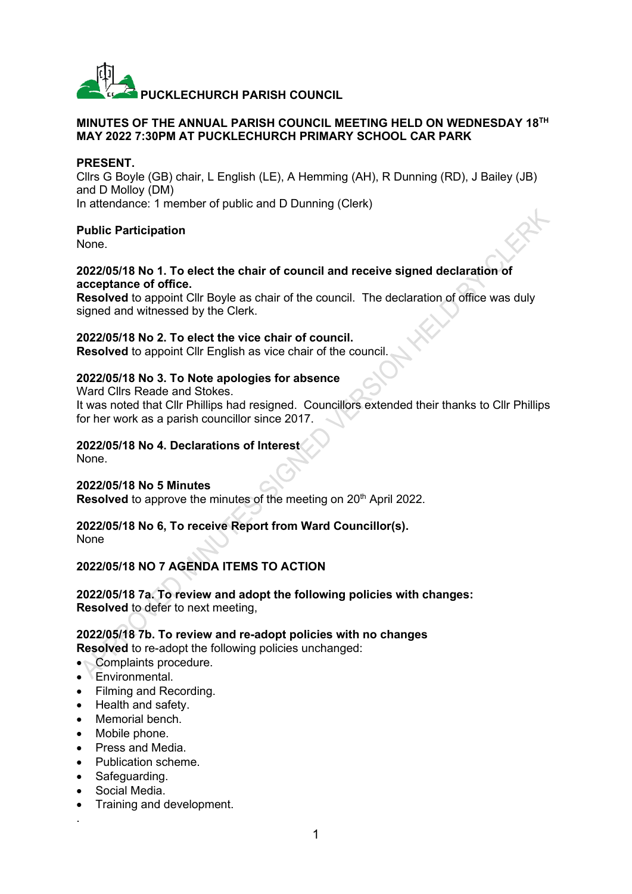# PUCKLECHURCH PARISH COUNCIL

## MINUTES OF THE ANNUAL PARISH COUNCIL MEETING HELD ON WEDNESDAY 18TH MAY 2022 7:30PM AT PUCKLECHURCH PRIMARY SCHOOL CAR PARK

**PRESENT.**
Cllrs G Boyle (GB) chair, L English (LE), A Hemming (AH), R Dunning (RD), J Bailey (JB) and D Molloy (DM)
In attendance: 1 member of public and D Dunning (Clerk)

**Public Participation**
None.

**2022/05/18 No 1. To elect the chair of council and receive signed declaration of acceptance of office.**
**Resolved** to appoint Cllr Boyle as chair of the council. The declaration of office was duly signed and witnessed by the Clerk.

**2022/05/18 No 2. To elect the vice chair of council.**
**Resolved** to appoint Cllr English as vice chair of the council.

**2022/05/18 No 3. To Note apologies for absence**
Ward Cllrs Reade and Stokes.
It was noted that Cllr Phillips had resigned. Councillors extended their thanks to Cllr Phillips for her work as a parish councillor since 2017.

**2022/05/18 No 4. Declarations of Interest**
None.

**2022/05/18 No 5 Minutes**
**Resolved** to approve the minutes of the meeting on 20th April 2022.

**2022/05/18 No 6, To receive Report from Ward Councillor(s).**
None

**2022/05/18 NO 7 AGENDA ITEMS TO ACTION**

**2022/05/18 7a. To review and adopt the following policies with changes:**
**Resolved** to defer to next meeting,

**2022/05/18 7b. To review and re-adopt policies with no changes**
**Resolved** to re-adopt the following policies unchanged:

- Complaints procedure.
- Environmental.
- Filming and Recording.
- Health and safety.
- Memorial bench.
- Mobile phone.
- Press and Media.
- Publication scheme.
- Safeguarding.
- Social Media.
- Training and development.

.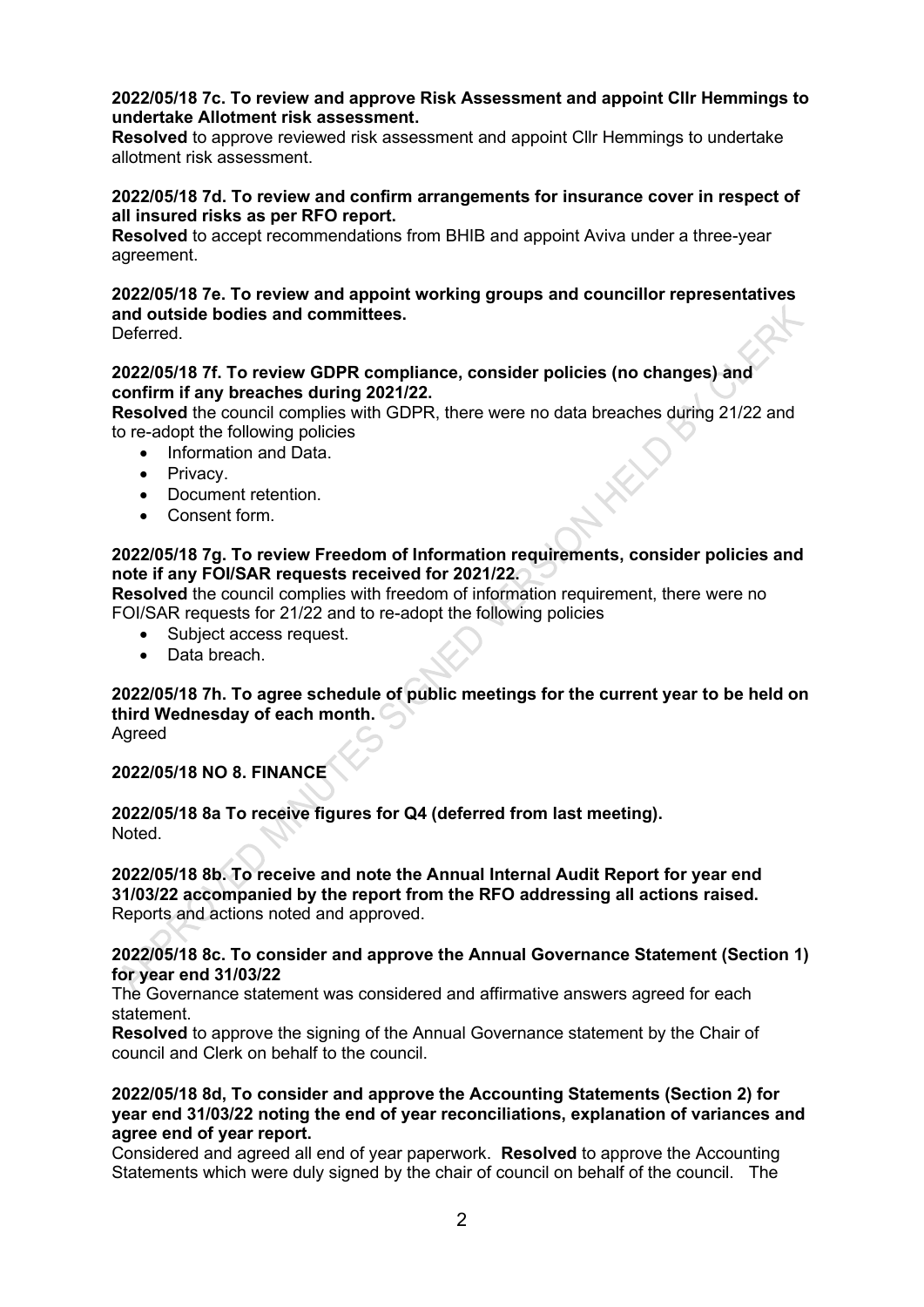**2022/05/18 7c. To review and approve Risk Assessment and appoint Cllr Hemmings to undertake Allotment risk assessment.**
**Resolved** to approve reviewed risk assessment and appoint Cllr Hemmings to undertake allotment risk assessment.

**2022/05/18 7d. To review and confirm arrangements for insurance cover in respect of all insured risks as per RFO report.**
**Resolved** to accept recommendations from BHIB and appoint Aviva under a three-year agreement.

**2022/05/18 7e. To review and appoint working groups and councillor representatives and outside bodies and committees.**
Deferred.

**2022/05/18 7f. To review GDPR compliance, consider policies (no changes) and confirm if any breaches during 2021/22.**
**Resolved** the council complies with GDPR, there were no data breaches during 21/22 and to re-adopt the following policies

- Information and Data.
- Privacy.
- Document retention.
- Consent form.

**2022/05/18 7g. To review Freedom of Information requirements, consider policies and note if any FOI/SAR requests received for 2021/22.**
**Resolved** the council complies with freedom of information requirement, there were no FOI/SAR requests for 21/22 and to re-adopt the following policies

- Subject access request.
- Data breach.

**2022/05/18 7h. To agree schedule of public meetings for the current year to be held on third Wednesday of each month.**
Agreed

**2022/05/18 NO 8. FINANCE**

**2022/05/18 8a To receive figures for Q4 (deferred from last meeting).**
Noted.

**2022/05/18 8b. To receive and note the Annual Internal Audit Report for year end 31/03/22 accompanied by the report from the RFO addressing all actions raised.**
Reports and actions noted and approved.

**2022/05/18 8c. To consider and approve the Annual Governance Statement (Section 1) for year end 31/03/22**
The Governance statement was considered and affirmative answers agreed for each statement.
**Resolved** to approve the signing of the Annual Governance statement by the Chair of council and Clerk on behalf to the council.

**2022/05/18 8d, To consider and approve the Accounting Statements (Section 2) for year end 31/03/22 noting the end of year reconciliations, explanation of variances and agree end of year report.**
Considered and agreed all end of year paperwork. **Resolved** to approve the Accounting Statements which were duly signed by the chair of council on behalf of the council. The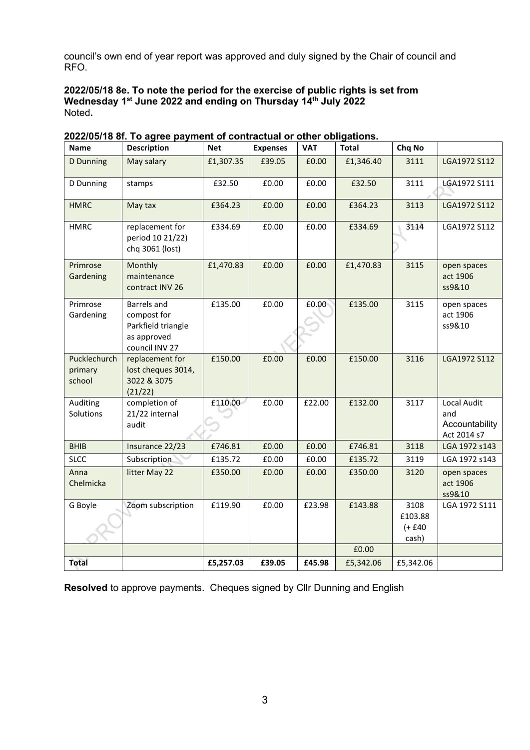council's own end of year report was approved and duly signed by the Chair of council and RFO.

**2022/05/18 8e. To note the period for the exercise of public rights is set from Wednesday 1st June 2022 and ending on Thursday 14th July 2022**
Noted**.**

**2022/05/18 8f. To agree payment of contractual or other obligations.**

| Name | Description | Net | Expenses | VAT | Total | Chq No | |
|---|---|---|---|---|---|---|---|
| D Dunning | May salary | £1,307.35 | £39.05 | £0.00 | £1,346.40 | 3111 | LGA1972 S112 |
| D Dunning | stamps | £32.50 | £0.00 | £0.00 | £32.50 | 3111 | LGA1972 S111 |
| HMRC | May tax | £364.23 | £0.00 | £0.00 | £364.23 | 3113 | LGA1972 S112 |
| HMRC | replacement for period 10 21/22) chq 3061 (lost) | £334.69 | £0.00 | £0.00 | £334.69 | 3114 | LGA1972 S112 |
| Primrose Gardening | Monthly maintenance contract INV 26 | £1,470.83 | £0.00 | £0.00 | £1,470.83 | 3115 | open spaces act 1906 ss9&10 |
| Primrose Gardening | Barrels and compost for Parkfield triangle as approved council INV 27 | £135.00 | £0.00 | £0.00 | £135.00 | 3115 | open spaces act 1906 ss9&10 |
| Pucklechurch primary school | replacement for lost cheques 3014, 3022 & 3075 (21/22) | £150.00 | £0.00 | £0.00 | £150.00 | 3116 | LGA1972 S112 |
| Auditing Solutions | completion of 21/22 internal audit | £110.00 | £0.00 | £22.00 | £132.00 | 3117 | Local Audit and Accountability Act 2014 s7 |
| BHIB | Insurance 22/23 | £746.81 | £0.00 | £0.00 | £746.81 | 3118 | LGA 1972 s143 |
| SLCC | Subscription | £135.72 | £0.00 | £0.00 | £135.72 | 3119 | LGA 1972 s143 |
| Anna Chelmicka | litter May 22 | £350.00 | £0.00 | £0.00 | £350.00 | 3120 | open spaces act 1906 ss9&10 |
| G Boyle | Zoom subscription | £119.90 | £0.00 | £23.98 | £143.88 | 3108 £103.88 (+ £40 cash) | LGA 1972 S111 |
| | | | | | £0.00 | | |
| **Total** | | **£5,257.03** | **£39.05** | **£45.98** | £5,342.06 | £5,342.06 | |

**Resolved** to approve payments. Cheques signed by Cllr Dunning and English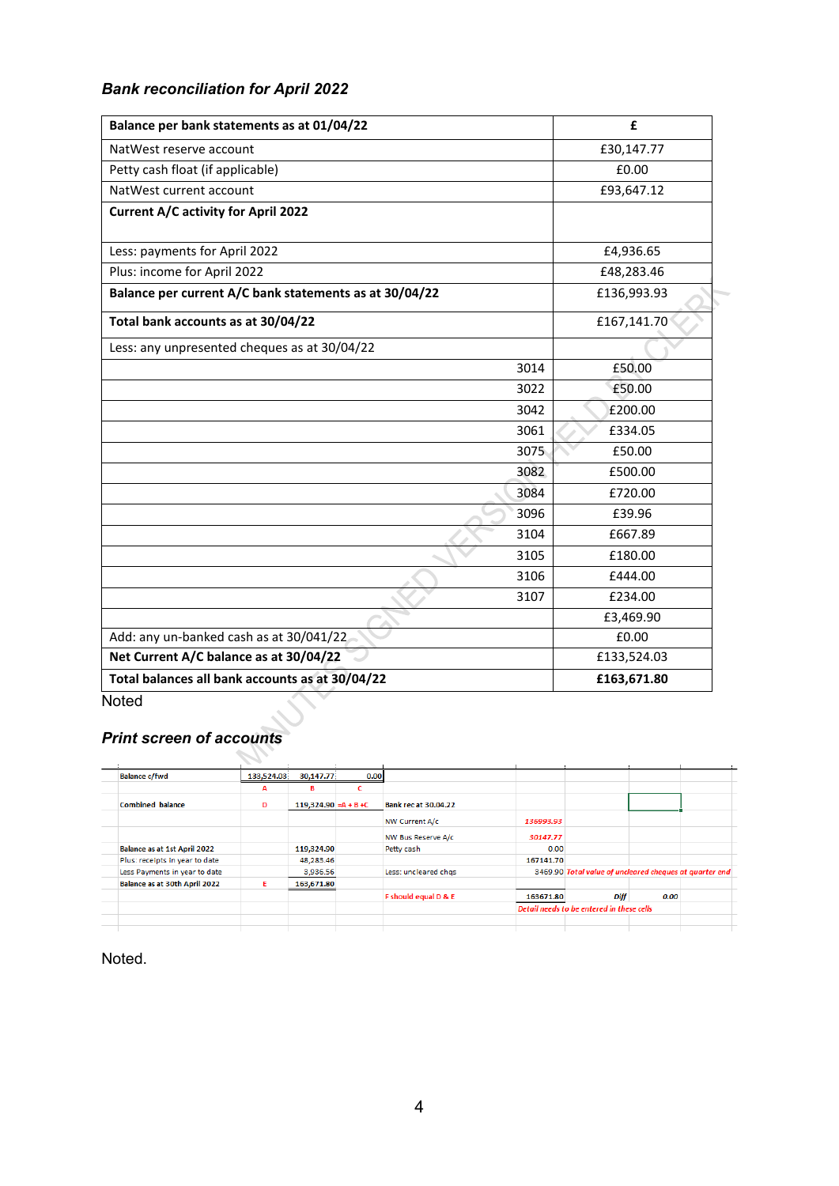### *Bank reconciliation for April 2022*

| **Balance per bank statements as at 01/04/22** | **£** |
|---|---|
| NatWest reserve account | £30,147.77 |
| Petty cash float (if applicable) | £0.00 |
| NatWest current account | £93,647.12 |
| **Current A/C activity for April 2022** | |
| Less: payments for April 2022 | £4,936.65 |
| Plus: income for April 2022 | £48,283.46 |
| **Balance per current A/C bank statements as at 30/04/22** | £136,993.93 |
| **Total bank accounts as at 30/04/22** | £167,141.70 |
| Less: any unpresented cheques as at 30/04/22 | |
| 3014 | £50.00 |
| 3022 | £50.00 |
| 3042 | £200.00 |
| 3061 | £334.05 |
| 3075 | £50.00 |
| 3082 | £500.00 |
| 3084 | £720.00 |
| 3096 | £39.96 |
| 3104 | £667.89 |
| 3105 | £180.00 |
| 3106 | £444.00 |
| 3107 | £234.00 |
| | £3,469.90 |
| Add: any un-banked cash as at 30/041/22 | £0.00 |
| **Net Current A/C balance as at 30/04/22** | £133,524.03 |
| **Total balances all bank accounts as at 30/04/22** | **£163,671.80** |

Noted

### *Print screen of accounts*

| | | | | | | | |
|---|---|---|---|---|---|---|---|
| Balance c/fwd | 133,524.03 | 30,147.77 | 0.00 | | | | |
| | A | B | C | | | | |
| Combined balance | D | 119,324.90 | =A + B +C | Bank rec at 30.04.22 | | | |
| | | | | NW Current A/c | 136993.93 | | |
| | | | | NW Bus Reserve A/c | 30147.77 | | |
| Balance as at 1st April 2022 | | 119,324.90 | | Petty cash | 0.00 | | |
| Plus: receipts in year to date | | 48,283.46 | | | 167141.70 | | |
| Less Payments in year to date | | 3,936.56 | | Less: uncleared chqs | 3469.90 | Total value of uncleared cheques at quarter end | |
| Balance as at 30th April 2022 | E | 163,671.80 | | | | | |
| | | | | E should equal D & E | 163671.80 | Diff | 0.00 |
| | | | | | Detail needs to be entered in these cells | | |

Noted.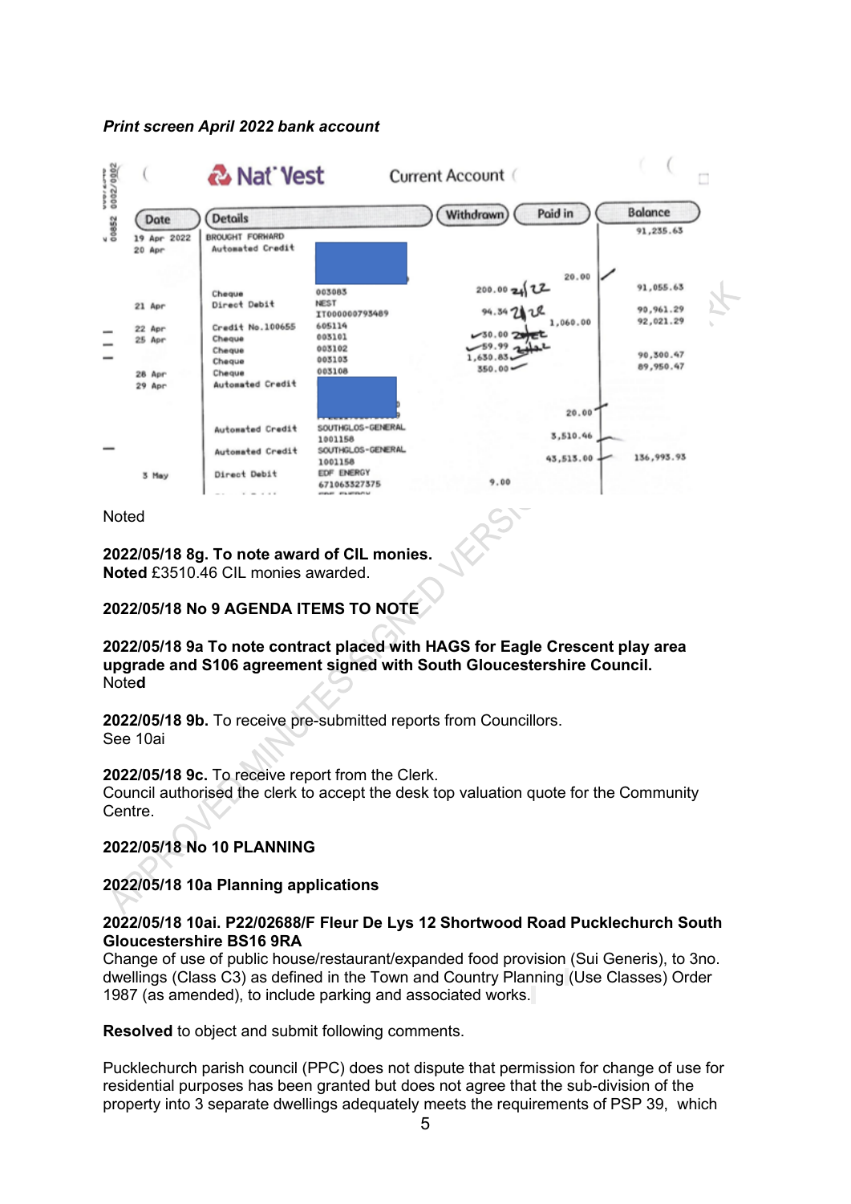*Print screen April 2022 bank account*

| Date | Details | | Withdrawn | Paid in | Balance |
|---|---|---|---|---|---|
| 19 Apr 2022 | BROUGHT FORWARD | | | | 91,235.63 |
| 20 Apr | Automated Credit | | | 20.00 | |
| | Cheque | 003083 | 200.00 | | 91,055.63 |
| 21 Apr | Direct Debit | NEST IT000000793489 | 94.34 | | 90,961.29 |
| 22 Apr | Credit No.100655 | 605114 | | 1,060.00 | 92,021.29 |
| 25 Apr | Cheque | 003101 | 30.00 | | |
| | Cheque | 003102 | 59.99 | | |
| | Cheque | 003103 | 1,630.83 | | 90,300.47 |
| 28 Apr | Cheque | 003108 | 350.00 | | 89,950.47 |
| 29 Apr | Automated Credit | | | 20.00 | |
| | Automated Credit | SOUTHGLOS-GENERAL 1001158 | | 3,510.46 | |
| | Automated Credit | SOUTHGLOS-GENERAL 1001158 | | 43,513.00 | 136,993.93 |
| 3 May | Direct Debit | EDF ENERGY 671063327375 | 9.00 | | |

Noted

**2022/05/18 8g. To note award of CIL monies.**
**Noted** £3510.46 CIL monies awarded.

**2022/05/18 No 9 AGENDA ITEMS TO NOTE**

**2022/05/18 9a To note contract placed with HAGS for Eagle Crescent play area upgrade and S106 agreement signed with South Gloucestershire Council.**
Note**d**

**2022/05/18 9b.** To receive pre-submitted reports from Councillors.
See 10ai

**2022/05/18 9c.** To receive report from the Clerk.
Council authorised the clerk to accept the desk top valuation quote for the Community Centre.

**2022/05/18 No 10 PLANNING**

**2022/05/18 10a Planning applications**

**2022/05/18 10ai. P22/02688/F Fleur De Lys 12 Shortwood Road Pucklechurch South Gloucestershire BS16 9RA**
Change of use of public house/restaurant/expanded food provision (Sui Generis), to 3no. dwellings (Class C3) as defined in the Town and Country Planning (Use Classes) Order 1987 (as amended), to include parking and associated works.

**Resolved** to object and submit following comments.

Pucklechurch parish council (PPC) does not dispute that permission for change of use for residential purposes has been granted but does not agree that the sub-division of the property into 3 separate dwellings adequately meets the requirements of PSP 39, which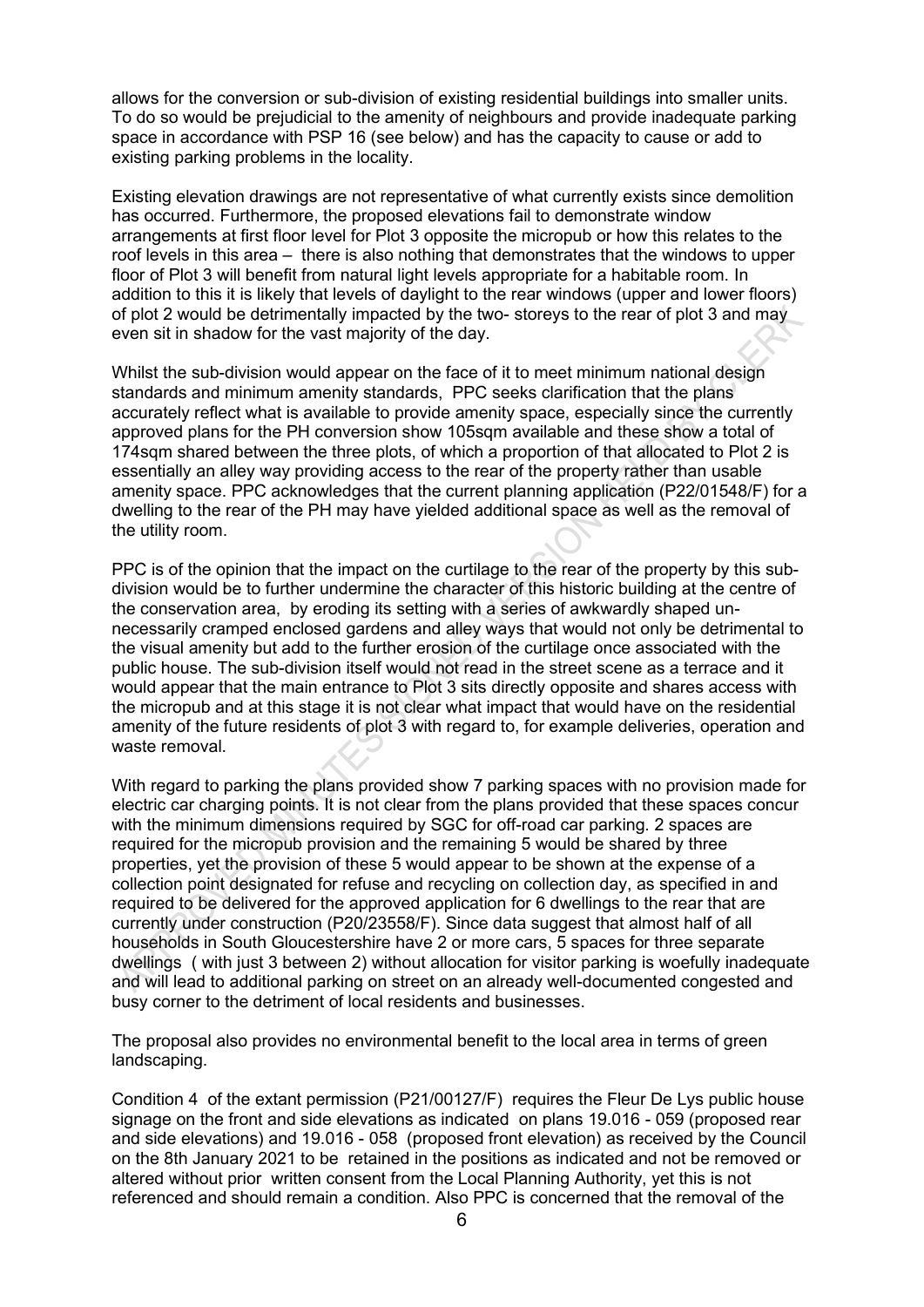allows for the conversion or sub-division of existing residential buildings into smaller units. To do so would be prejudicial to the amenity of neighbours and provide inadequate parking space in accordance with PSP 16 (see below) and has the capacity to cause or add to existing parking problems in the locality.

Existing elevation drawings are not representative of what currently exists since demolition has occurred. Furthermore, the proposed elevations fail to demonstrate window arrangements at first floor level for Plot 3 opposite the micropub or how this relates to the roof levels in this area – there is also nothing that demonstrates that the windows to upper floor of Plot 3 will benefit from natural light levels appropriate for a habitable room. In addition to this it is likely that levels of daylight to the rear windows (upper and lower floors) of plot 2 would be detrimentally impacted by the two- storeys to the rear of plot 3 and may even sit in shadow for the vast majority of the day.

Whilst the sub-division would appear on the face of it to meet minimum national design standards and minimum amenity standards, PPC seeks clarification that the plans accurately reflect what is available to provide amenity space, especially since the currently approved plans for the PH conversion show 105sqm available and these show a total of 174sqm shared between the three plots, of which a proportion of that allocated to Plot 2 is essentially an alley way providing access to the rear of the property rather than usable amenity space. PPC acknowledges that the current planning application (P22/01548/F) for a dwelling to the rear of the PH may have yielded additional space as well as the removal of the utility room.

PPC is of the opinion that the impact on the curtilage to the rear of the property by this sub-division would be to further undermine the character of this historic building at the centre of the conservation area, by eroding its setting with a series of awkwardly shaped un-necessarily cramped enclosed gardens and alley ways that would not only be detrimental to the visual amenity but add to the further erosion of the curtilage once associated with the public house. The sub-division itself would not read in the street scene as a terrace and it would appear that the main entrance to Plot 3 sits directly opposite and shares access with the micropub and at this stage it is not clear what impact that would have on the residential amenity of the future residents of plot 3 with regard to, for example deliveries, operation and waste removal.

With regard to parking the plans provided show 7 parking spaces with no provision made for electric car charging points. It is not clear from the plans provided that these spaces concur with the minimum dimensions required by SGC for off-road car parking. 2 spaces are required for the micropub provision and the remaining 5 would be shared by three properties, yet the provision of these 5 would appear to be shown at the expense of a collection point designated for refuse and recycling on collection day, as specified in and required to be delivered for the approved application for 6 dwellings to the rear that are currently under construction (P20/23558/F). Since data suggest that almost half of all households in South Gloucestershire have 2 or more cars, 5 spaces for three separate dwellings ( with just 3 between 2) without allocation for visitor parking is woefully inadequate and will lead to additional parking on street on an already well-documented congested and busy corner to the detriment of local residents and businesses.

The proposal also provides no environmental benefit to the local area in terms of green landscaping.

Condition 4 of the extant permission (P21/00127/F) requires the Fleur De Lys public house signage on the front and side elevations as indicated on plans 19.016 - 059 (proposed rear and side elevations) and 19.016 - 058 (proposed front elevation) as received by the Council on the 8th January 2021 to be retained in the positions as indicated and not be removed or altered without prior written consent from the Local Planning Authority, yet this is not referenced and should remain a condition. Also PPC is concerned that the removal of the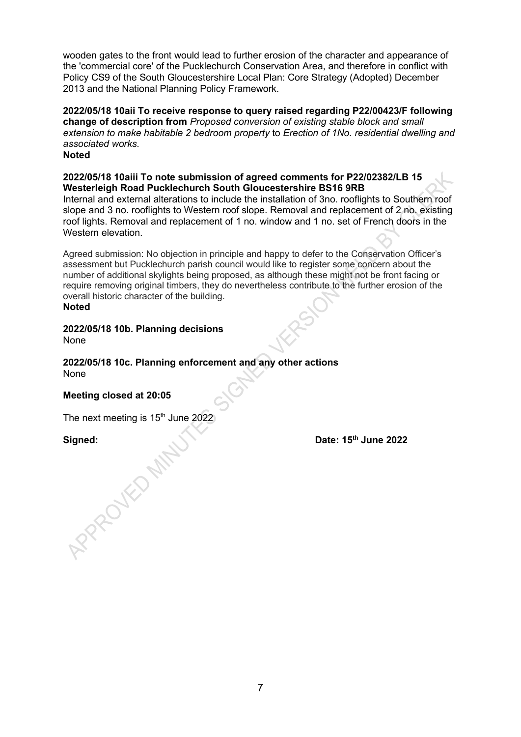wooden gates to the front would lead to further erosion of the character and appearance of the 'commercial core' of the Pucklechurch Conservation Area, and therefore in conflict with Policy CS9 of the South Gloucestershire Local Plan: Core Strategy (Adopted) December 2013 and the National Planning Policy Framework.

**2022/05/18 10aii To receive response to query raised regarding P22/00423/F following change of description from** *Proposed conversion of existing stable block and small extension to make habitable 2 bedroom property* **to** *Erection of 1No. residential dwelling and associated works.*
**Noted**

**2022/05/18 10aiii To note submission of agreed comments for P22/02382/LB 15 Westerleigh Road Pucklechurch South Gloucestershire BS16 9RB**
Internal and external alterations to include the installation of 3no. rooflights to Southern roof slope and 3 no. rooflights to Western roof slope. Removal and replacement of 2 no. existing roof lights. Removal and replacement of 1 no. window and 1 no. set of French doors in the Western elevation.

Agreed submission: No objection in principle and happy to defer to the Conservation Officer's assessment but Pucklechurch parish council would like to register some concern about the number of additional skylights being proposed, as although these might not be front facing or require removing original timbers, they do nevertheless contribute to the further erosion of the overall historic character of the building.
**Noted**

**2022/05/18 10b. Planning decisions**
None

**2022/05/18 10c. Planning enforcement and any other actions**
None

**Meeting closed at 20:05**

The next meeting is 15th June 2022

**Signed:** **Date: 15th June 2022**

APPROVED MINUTES SIGNED VERSION HELD BY CLERK